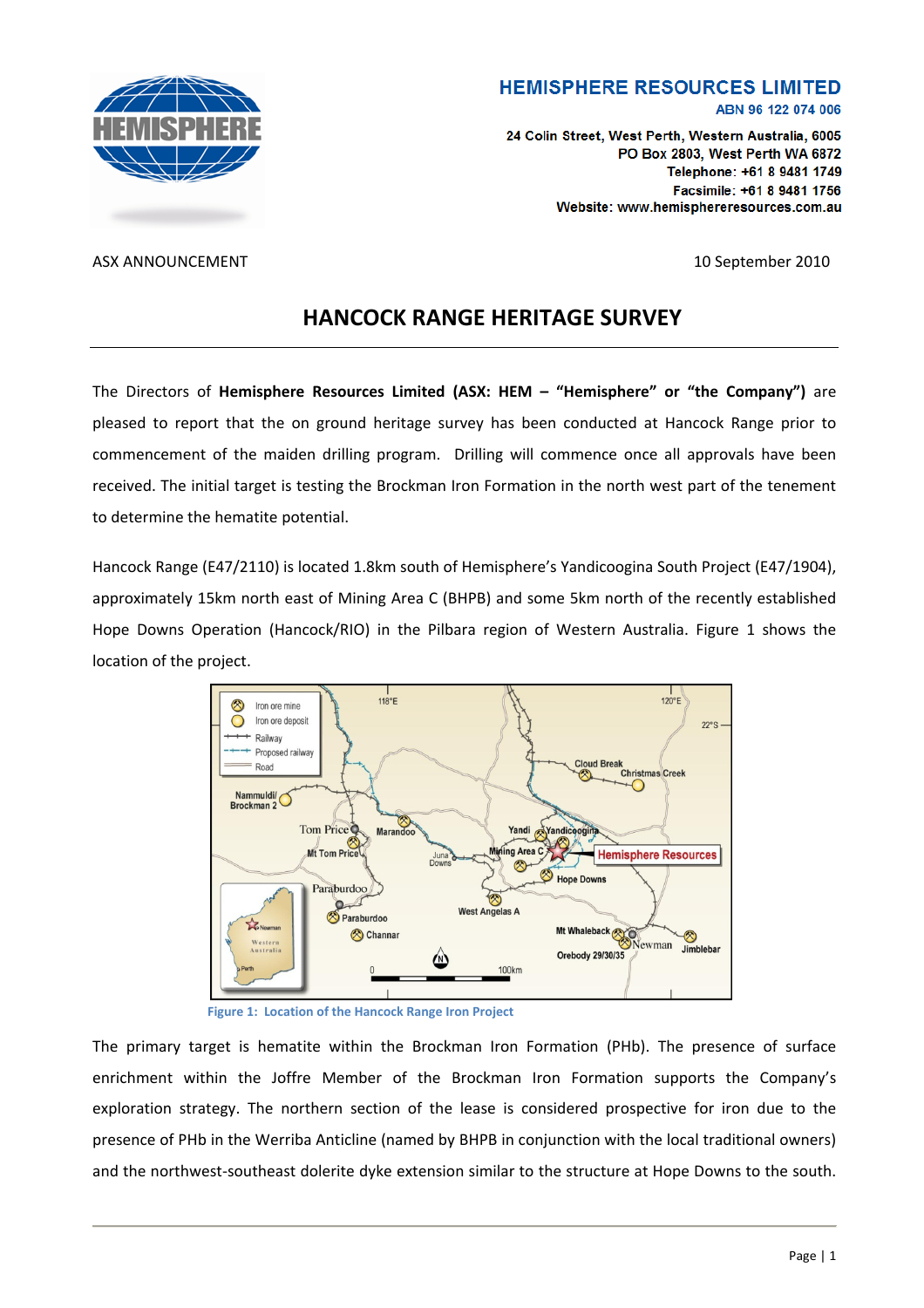**HEMISPHERE RESOURCES LIMITED**
ABN 96 122 074 006

24 Colin Street, West Perth, Western Australia, 6005
PO Box 2803, West Perth WA 6872
Telephone: +61 8 9481 1749
Facsimile: +61 8 9481 1756
Website: www.hemisphereresources.com.au

ASX ANNOUNCEMENT

10 September 2010

# HANCOCK RANGE HERITAGE SURVEY

The Directors of **Hemisphere Resources Limited (ASX: HEM – "Hemisphere" or "the Company")** are pleased to report that the on ground heritage survey has been conducted at Hancock Range prior to commencement of the maiden drilling program. Drilling will commence once all approvals have been received. The initial target is testing the Brockman Iron Formation in the north west part of the tenement to determine the hematite potential.

Hancock Range (E47/2110) is located 1.8km south of Hemisphere's Yandicoogina South Project (E47/1904), approximately 15km north east of Mining Area C (BHPB) and some 5km north of the recently established Hope Downs Operation (Hancock/RIO) in the Pilbara region of Western Australia. Figure 1 shows the location of the project.

Figure 1: Location of the Hancock Range Iron Project

The primary target is hematite within the Brockman Iron Formation (PHb). The presence of surface enrichment within the Joffre Member of the Brockman Iron Formation supports the Company's exploration strategy. The northern section of the lease is considered prospective for iron due to the presence of PHb in the Werriba Anticline (named by BHPB in conjunction with the local traditional owners) and the northwest-southeast dolerite dyke extension similar to the structure at Hope Downs to the south.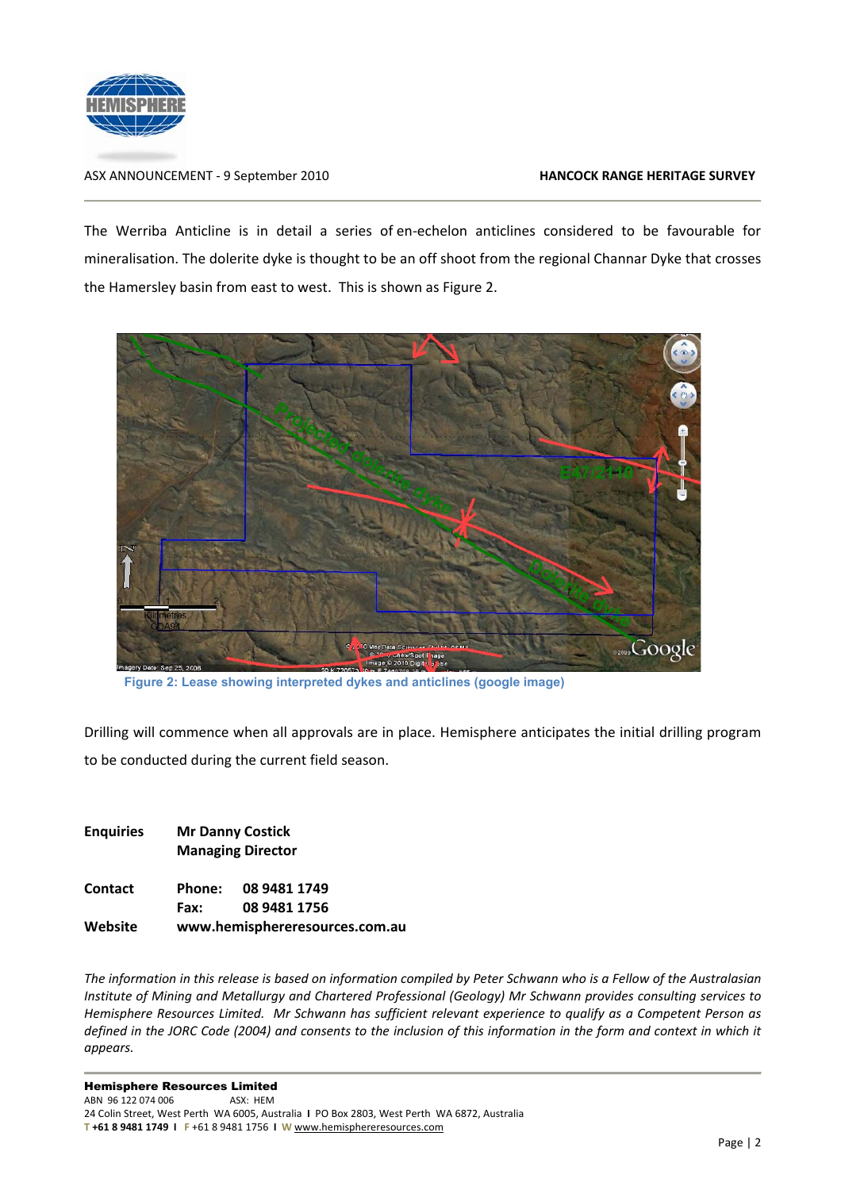The Werriba Anticline is in detail a series of en-echelon anticlines considered to be favourable for mineralisation. The dolerite dyke is thought to be an off shoot from the regional Channar Dyke that crosses the Hamersley basin from east to west. This is shown as Figure 2.

Figure 2: Lease showing interpreted dykes and anticlines (google image)

Drilling will commence when all approvals are in place. Hemisphere anticipates the initial drilling program to be conducted during the current field season.

| | | |
|---|---|---|
| **Enquiries** | **Mr Danny Costick** | |
| | **Managing Director** | |
| **Contact** | **Phone:** | **08 9481 1749** |
| | **Fax:** | **08 9481 1756** |
| **Website** | **www.hemisphereresources.com.au** | |

*The information in this release is based on information compiled by Peter Schwann who is a Fellow of the Australasian Institute of Mining and Metallurgy and Chartered Professional (Geology) Mr Schwann provides consulting services to Hemisphere Resources Limited. Mr Schwann has sufficient relevant experience to qualify as a Competent Person as defined in the JORC Code (2004) and consents to the inclusion of this information in the form and context in which it appears.*

**Hemisphere Resources Limited**
ABN 96 122 074 006 ASX: HEM
24 Colin Street, West Perth WA 6005, Australia I PO Box 2803, West Perth WA 6872, Australia
T +61 8 9481 1749 I F +61 8 9481 1756 I W www.hemisphereresources.com.au